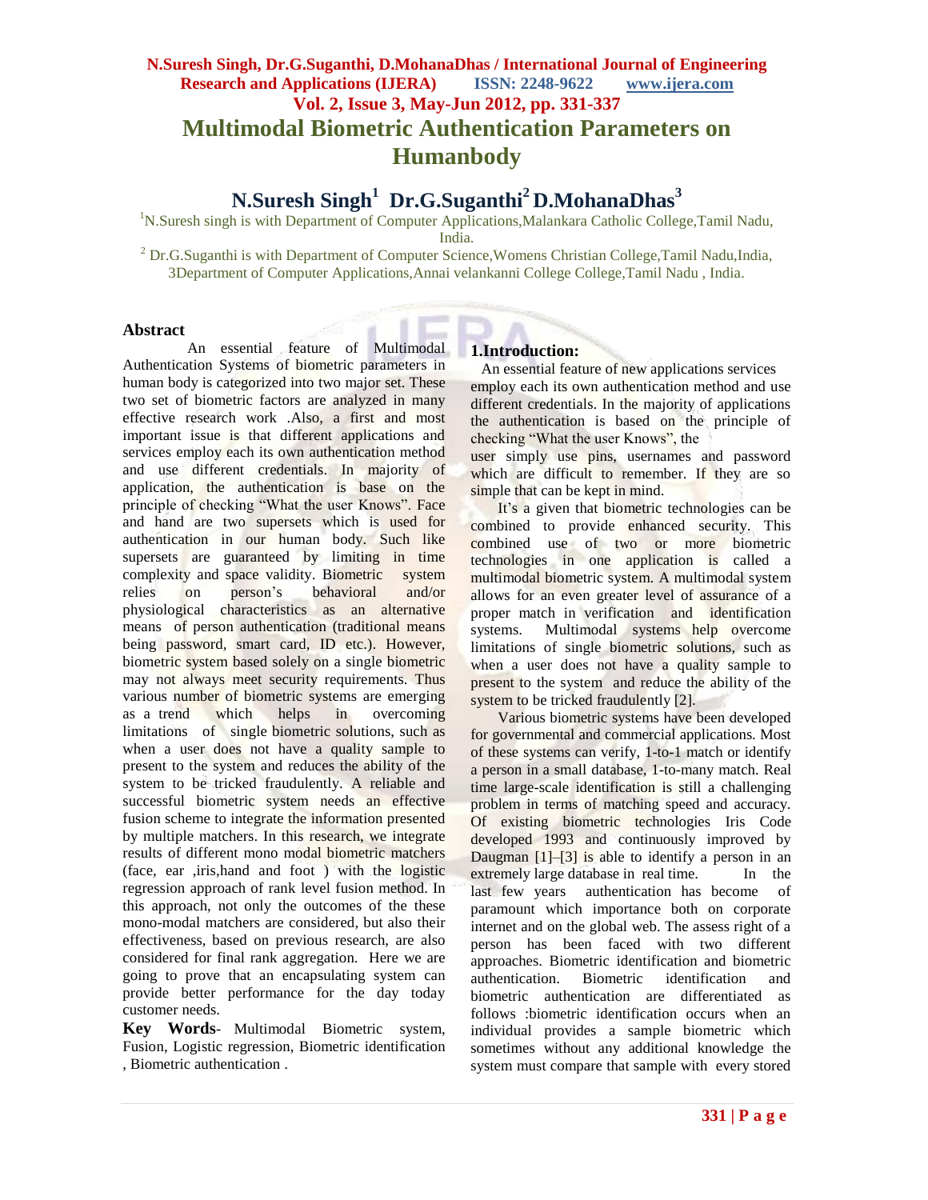# Multimodal Biometric Authentication Parameters on Humanbody

## N.Suresh Singh[1] Dr.G.Suganthi[2] D.MohanaDhas[3]

[1]N.Suresh singh is with Department of Computer Applications,Malankara Catholic College,Tamil Nadu, India.

[2] Dr.G.Suganthi is with Department of Computer Science,Womens Christian College,Tamil Nadu,India, 3Department of Computer Applications,Annai velankanni College College,Tamil Nadu , India.

### Abstract

An essential feature of Multimodal Authentication Systems of biometric parameters in human body is categorized into two major set. These two set of biometric factors are analyzed in many effective research work .Also, a first and most important issue is that different applications and services employ each its own authentication method and use different credentials. In majority of application, the authentication is base on the principle of checking "What the user Knows". Face and hand are two supersets which is used for authentication in our human body. Such like supersets are guaranteed by limiting in time complexity and space validity. Biometric system relies on person's behavioral and/or physiological characteristics as an alternative means of person authentication (traditional means being password, smart card, ID etc.). However, biometric system based solely on a single biometric may not always meet security requirements. Thus various number of biometric systems are emerging as a trend which helps in overcoming limitations of single biometric solutions, such as when a user does not have a quality sample to present to the system and reduces the ability of the system to be tricked fraudulently. A reliable and successful biometric system needs an effective fusion scheme to integrate the information presented by multiple matchers. In this research, we integrate results of different mono modal biometric matchers (face, ear ,iris,hand and foot ) with the logistic regression approach of rank level fusion method. In this approach, not only the outcomes of the these mono-modal matchers are considered, but also their effectiveness, based on previous research, are also considered for final rank aggregation. Here we are going to prove that an encapsulating system can provide better performance for the day today customer needs.

**Key Words**- Multimodal Biometric system, Fusion, Logistic regression, Biometric identification , Biometric authentication .

### 1.Introduction:

An essential feature of new applications services employ each its own authentication method and use different credentials. In the majority of applications the authentication is based on the principle of checking "What the user Knows", the user simply use pins, usernames and password which are difficult to remember. If they are so simple that can be kept in mind.

It's a given that biometric technologies can be combined to provide enhanced security. This combined use of two or more biometric technologies in one application is called a multimodal biometric system. A multimodal system allows for an even greater level of assurance of a proper match in verification and identification systems. Multimodal systems help overcome limitations of single biometric solutions, such as when a user does not have a quality sample to present to the system and reduce the ability of the system to be tricked fraudulently [2].

Various biometric systems have been developed for governmental and commercial applications. Most of these systems can verify, 1-to-1 match or identify a person in a small database, 1-to-many match. Real time large-scale identification is still a challenging problem in terms of matching speed and accuracy. Of existing biometric technologies Iris Code developed 1993 and continuously improved by Daugman [1]–[3] is able to identify a person in an extremely large database in real time. In the last few years authentication has become of paramount which importance both on corporate internet and on the global web. The assess right of a person has been faced with two different approaches. Biometric identification and biometric authentication. Biometric identification and biometric authentication are differentiated as follows :biometric identification occurs when an individual provides a sample biometric which sometimes without any additional knowledge the system must compare that sample with every stored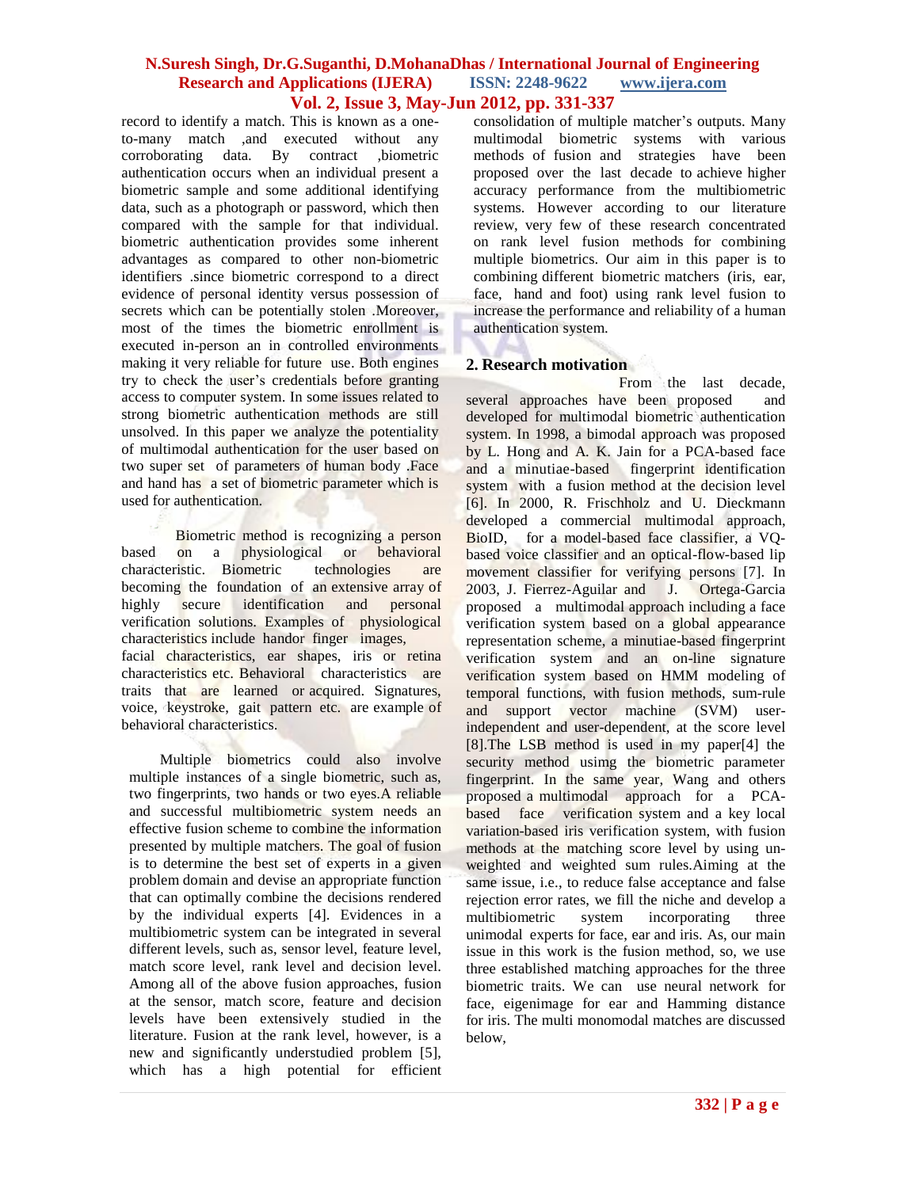record to identify a match. This is known as a one-to-many match ,and executed without any corroborating data. By contract ,biometric authentication occurs when an individual present a biometric sample and some additional identifying data, such as a photograph or password, which then compared with the sample for that individual. biometric authentication provides some inherent advantages as compared to other non-biometric identifiers .since biometric correspond to a direct evidence of personal identity versus possession of secrets which can be potentially stolen .Moreover, most of the times the biometric enrollment is executed in-person an in controlled environments making it very reliable for future use. Both engines try to check the user's credentials before granting access to computer system. In some issues related to strong biometric authentication methods are still unsolved. In this paper we analyze the potentiality of multimodal authentication for the user based on two super set of parameters of human body .Face and hand has a set of biometric parameter which is used for authentication.

Biometric method is recognizing a person based on a physiological or behavioral characteristic. Biometric technologies are becoming the foundation of an extensive array of highly secure identification and personal verification solutions. Examples of physiological characteristics include handor finger images, facial characteristics, ear shapes, iris or retina characteristics etc. Behavioral characteristics are traits that are learned or acquired. Signatures, voice, keystroke, gait pattern etc. are example of behavioral characteristics.

Multiple biometrics could also involve multiple instances of a single biometric, such as, two fingerprints, two hands or two eyes.A reliable and successful multibiometric system needs an effective fusion scheme to combine the information presented by multiple matchers. The goal of fusion is to determine the best set of experts in a given problem domain and devise an appropriate function that can optimally combine the decisions rendered by the individual experts [4]. Evidences in a multibiometric system can be integrated in several different levels, such as, sensor level, feature level, match score level, rank level and decision level. Among all of the above fusion approaches, fusion at the sensor, match score, feature and decision levels have been extensively studied in the literature. Fusion at the rank level, however, is a new and significantly understudied problem [5], which has a high potential for efficient consolidation of multiple matcher's outputs. Many multimodal biometric systems with various methods of fusion and strategies have been proposed over the last decade to achieve higher accuracy performance from the multibiometric systems. However according to our literature review, very few of these research concentrated on rank level fusion methods for combining multiple biometrics. Our aim in this paper is to combining different biometric matchers (iris, ear, face, hand and foot) using rank level fusion to increase the performance and reliability of a human authentication system.

## 2. Research motivation

From the last decade, several approaches have been proposed and developed for multimodal biometric authentication system. In 1998, a bimodal approach was proposed by L. Hong and A. K. Jain for a PCA-based face and a minutiae-based fingerprint identification system with a fusion method at the decision level [6]. In 2000, R. Frischholz and U. Dieckmann developed a commercial multimodal approach, BioID, for a model-based face classifier, a VQ-based voice classifier and an optical-flow-based lip movement classifier for verifying persons [7]. In 2003, J. Fierrez-Aguilar and J. Ortega-Garcia proposed a multimodal approach including a face verification system based on a global appearance representation scheme, a minutiae-based fingerprint verification system and an on-line signature verification system based on HMM modeling of temporal functions, with fusion methods, sum-rule and support vector machine (SVM) user-independent and user-dependent, at the score level [8].The LSB method is used in my paper[4] the security method usimg the biometric parameter fingerprint. In the same year, Wang and others proposed a multimodal approach for a PCA-based face verification system and a key local variation-based iris verification system, with fusion methods at the matching score level by using un-weighted and weighted sum rules.Aiming at the same issue, i.e., to reduce false acceptance and false rejection error rates, we fill the niche and develop a multibiometric system incorporating three unimodal experts for face, ear and iris. As, our main issue in this work is the fusion method, so, we use three established matching approaches for the three biometric traits. We can use neural network for face, eigenimage for ear and Hamming distance for iris. The multi monomodal matches are discussed below,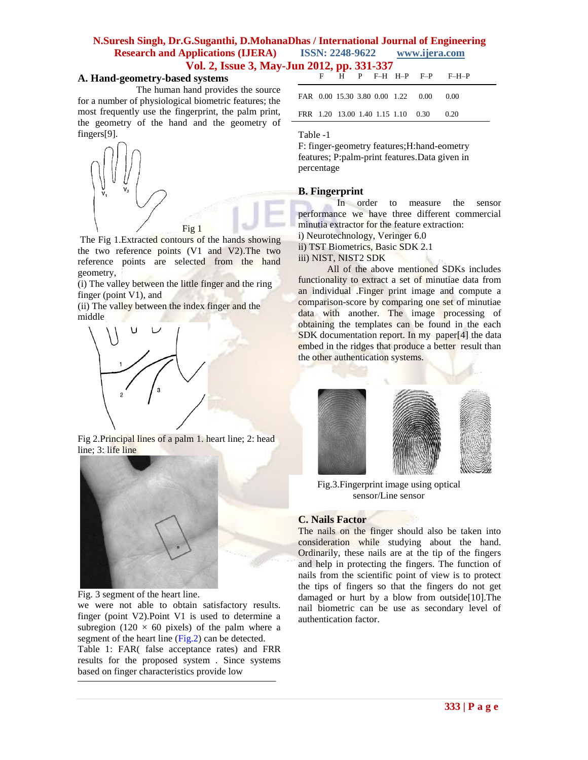## A. Hand-geometry-based systems

The human hand provides the source for a number of physiological biometric features; the most frequently use the fingerprint, the palm print, the geometry of the hand and the geometry of fingers[9].

Fig 1

The Fig 1.Extracted contours of the hands showing the two reference points (V1 and V2).The two reference points are selected from the hand geometry,

(i) The valley between the little finger and the ring finger (point V1), and

(ii) The valley between the index finger and the middle

Fig 2.Principal lines of a palm 1. heart line; 2: head line; 3: life line

Fig. 3 segment of the heart line.

we were not able to obtain satisfactory results. finger (point V2).Point V1 is used to determine a subregion (120 × 60 pixels) of the palm where a segment of the heart line (Fig.2) can be detected.

Table 1: FAR( false acceptance rates) and FRR results for the proposed system . Since systems based on finger characteristics provide low

| | F | H | P | F–H | H–P | F–P | F–H–P |
|---|---|---|---|---|---|---|---|
| FAR | 0.00 | 15.30 | 3.80 | 0.00 | 1.22 | 0.00 | 0.00 |
| FRR | 1.20 | 13.00 | 1.40 | 1.15 | 1.10 | 0.30 | 0.20 |

Table -1

F: finger-geometry features;H:hand-eometry features; P:palm-print features.Data given in percentage

## B. Fingerprint

In order to measure the sensor performance we have three different commercial minutia extractor for the feature extraction:

i) Neurotechnology, Veringer 6.0

ii) TST Biometrics, Basic SDK 2.1

iii) NIST, NIST2 SDK

All of the above mentioned SDKs includes functionality to extract a set of minutiae data from an individual .Finger print image and compute a comparison-score by comparing one set of minutiae data with another. The image processing of obtaining the templates can be found in the each SDK documentation report. In my paper[4] the data embed in the ridges that produce a better result than the other authentication systems.

Fig.3.Fingerprint image using optical sensor/Line sensor

## C. Nails Factor

The nails on the finger should also be taken into consideration while studying about the hand. Ordinarily, these nails are at the tip of the fingers and help in protecting the fingers. The function of nails from the scientific point of view is to protect the tips of fingers so that the fingers do not get damaged or hurt by a blow from outside[10].The nail biometric can be use as secondary level of authentication factor.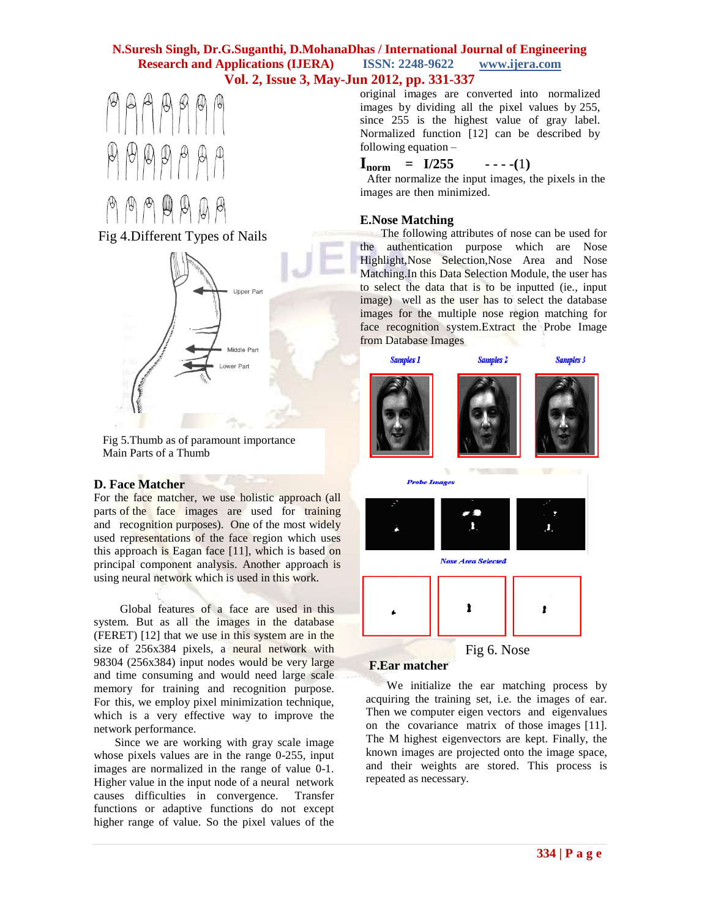Fig 4.Different Types of Nails

Upper Part

Middle Part

Lower Part

Fig 5.Thumb as of paramount importance
Main Parts of a Thumb

### D. Face Matcher

For the face matcher, we use holistic approach (all parts of the face images are used for training and recognition purposes). One of the most widely used representations of the face region which uses this approach is Eagan face [11], which is based on principal component analysis. Another approach is using neural network which is used in this work.

Global features of a face are used in this system. But as all the images in the database (FERET) [12] that we use in this system are in the size of 256x384 pixels, a neural network with 98304 (256x384) input nodes would be very large and time consuming and would need large scale memory for training and recognition purpose. For this, we employ pixel minimization technique, which is a very effective way to improve the network performance.

Since we are working with gray scale image whose pixels values are in the range 0-255, input images are normalized in the range of value 0-1. Higher value in the input node of a neural network causes difficulties in convergence. Transfer functions or adaptive functions do not except higher range of value. So the pixel values of the original images are converted into normalized images by dividing all the pixel values by 255, since 255 is the highest value of gray label. Normalized function [12] can be described by following equation –

$$I_{norm} = I/255 \quad \text{- - - -(1)}$$

After normalize the input images, the pixels in the images are then minimized.

### E.Nose Matching

The following attributes of nose can be used for the authentication purpose which are Nose Highlight,Nose Selection,Nose Area and Nose Matching.In this Data Selection Module, the user has to select the data that is to be inputted (ie., input image) well as the user has to select the database images for the multiple nose region matching for face recognition system.Extract the Probe Image from Database Images

Samples 1 Samples 2 Samples 3

Probe Images

Nose Area Selected

Fig 6. Nose

### F.Ear matcher

We initialize the ear matching process by acquiring the training set, i.e. the images of ear. Then we computer eigen vectors and eigenvalues on the covariance matrix of those images [11]. The M highest eigenvectors are kept. Finally, the known images are projected onto the image space, and their weights are stored. This process is repeated as necessary.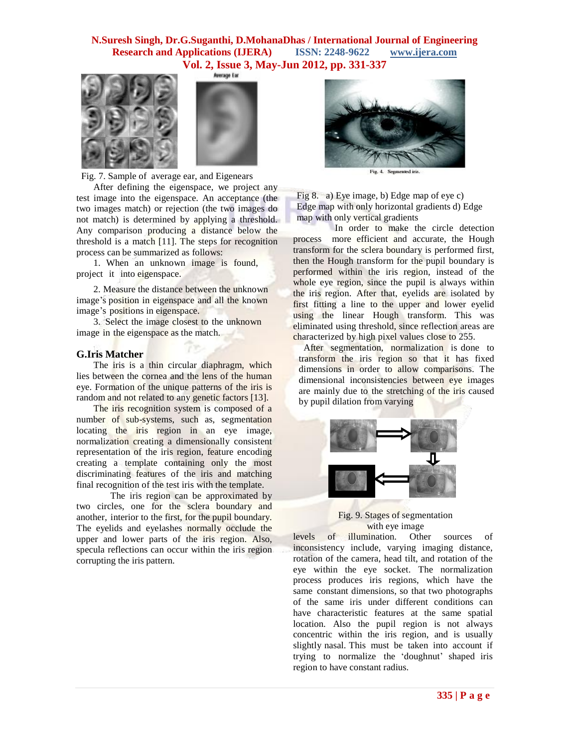Fig. 7. Sample of average ear, and Eigenears

After defining the eigenspace, we project any test image into the eigenspace. An acceptance (the two images match) or rejection (the two images do not match) is determined by applying a threshold. Any comparison producing a distance below the threshold is a match [11]. The steps for recognition process can be summarized as follows:

1. When an unknown image is found, project it into eigenspace.

2. Measure the distance between the unknown image's position in eigenspace and all the known image's positions in eigenspace.

3. Select the image closest to the unknown image in the eigenspace as the match.

### G.Iris Matcher

The iris is a thin circular diaphragm, which lies between the cornea and the lens of the human eye. Formation of the unique patterns of the iris is random and not related to any genetic factors [13].

The iris recognition system is composed of a number of sub-systems, such as, segmentation locating the iris region in an eye image, normalization creating a dimensionally consistent representation of the iris region, feature encoding creating a template containing only the most discriminating features of the iris and matching final recognition of the test iris with the template.

The iris region can be approximated by two circles, one for the sclera boundary and another, interior to the first, for the pupil boundary. The eyelids and eyelashes normally occlude the upper and lower parts of the iris region. Also, specula reflections can occur within the iris region corrupting the iris pattern.

Fig. 4. Segmented iris.

Fig 8. a) Eye image, b) Edge map of eye c) Edge map with only horizontal gradients d) Edge map with only vertical gradients

In order to make the circle detection process more efficient and accurate, the Hough transform for the sclera boundary is performed first, then the Hough transform for the pupil boundary is performed within the iris region, instead of the whole eye region, since the pupil is always within the iris region. After that, eyelids are isolated by first fitting a line to the upper and lower eyelid using the linear Hough transform. This was eliminated using threshold, since reflection areas are characterized by high pixel values close to 255.

After segmentation, normalization is done to transform the iris region so that it has fixed dimensions in order to allow comparisons. The dimensional inconsistencies between eye images are mainly due to the stretching of the iris caused by pupil dilation from varying levels of illumination. Other sources of inconsistency include, varying imaging distance, rotation of the camera, head tilt, and rotation of the eye within the eye socket. The normalization process produces iris regions, which have the same constant dimensions, so that two photographs of the same iris under different conditions can have characteristic features at the same spatial location. Also the pupil region is not always concentric within the iris region, and is usually slightly nasal. This must be taken into account if trying to normalize the 'doughnut' shaped iris region to have constant radius.

Fig. 9. Stages of segmentation with eye image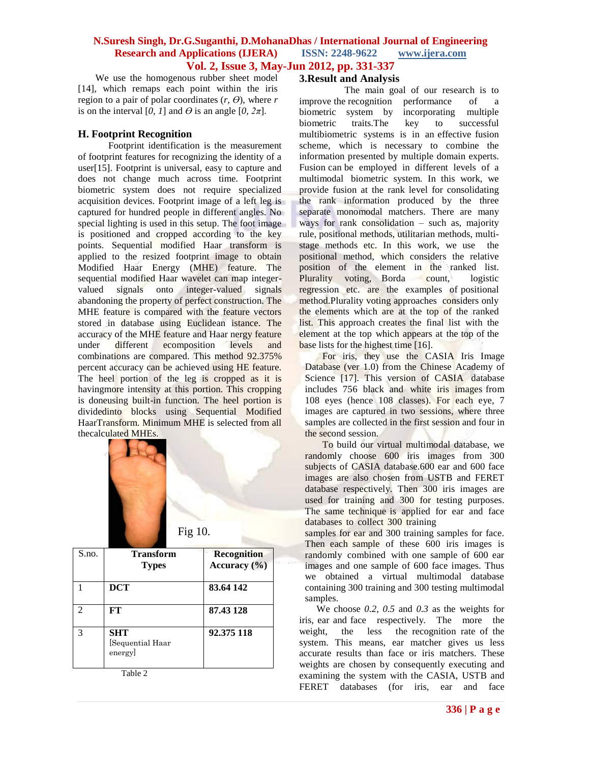We use the homogenous rubber sheet model [14], which remaps each point within the iris region to a pair of polar coordinates ($r$, $\Theta$), where $r$ is on the interval [$0$, $1$] and $\Theta$ is an angle [$0$, $2\pi$].

### H. Footprint Recognition

Footprint identification is the measurement of footprint features for recognizing the identity of a user[15]. Footprint is universal, easy to capture and does not change much across time. Footprint biometric system does not require specialized acquisition devices. Footprint image of a left leg is captured for hundred people in different angles. No special lighting is used in this setup. The foot image is positioned and cropped according to the key points. Sequential modified Haar transform is applied to the resized footprint image to obtain Modified Haar Energy (MHE) feature. The sequential modified Haar wavelet can map integer-valued signals onto integer-valued signals abandoning the property of perfect construction. The MHE feature is compared with the feature vectors stored in database using Euclidean istance. The accuracy of the MHE feature and Haar nergy feature under different ecomposition levels and combinations are compared. This method 92.375% percent accuracy can be achieved using HE feature. The heel portion of the leg is cropped as it is havingmore intensity at this portion. This cropping is doneusing built-in function. The heel portion is dividedinto blocks using Sequential Modified HaarTransform. Minimum MHE is selected from all thecalculated MHEs.

Fig 10.

| S.no. | Transform Types | Recognition Accuracy (%) |
|---|---|---|
| 1 | **DCT** | **83.64 142** |
| 2 | **FT** | **87.43 128** |
| 3 | **SHT** [Sequential Haar energy] | **92.375 118** |

Table 2

## 3.Result and Analysis

The main goal of our research is to improve the recognition performance of a biometric system by incorporating multiple biometric traits.The key to successful multibiometric systems is in an effective fusion scheme, which is necessary to combine the information presented by multiple domain experts. Fusion can be employed in different levels of a multimodal biometric system. In this work, we provide fusion at the rank level for consolidating the rank information produced by the three separate monomodal matchers. There are many ways for rank consolidation – such as, majority rule, positional methods, utilitarian methods, multi-stage methods etc. In this work, we use the positional method, which considers the relative position of the element in the ranked list. Plurality voting, Borda count, logistic regression etc. are the examples of positional method.Plurality voting approaches considers only the elements which are at the top of the ranked list. This approach creates the final list with the element at the top which appears at the top of the base lists for the highest time [16].

For iris, they use the CASIA Iris Image Database (ver 1.0) from the Chinese Academy of Science [17]. This version of CASIA database includes 756 black and white iris images from 108 eyes (hence 108 classes). For each eye, 7 images are captured in two sessions, where three samples are collected in the first session and four in the second session.

To build our virtual multimodal database, we randomly choose 600 iris images from 300 subjects of CASIA database.600 ear and 600 face images are also chosen from USTB and FERET database respectively. Then 300 iris images are used for training and 300 for testing purposes. The same technique is applied for ear and face databases to collect 300 training samples for ear and 300 training samples for face. Then each sample of these 600 iris images is randomly combined with one sample of 600 ear images and one sample of 600 face images. Thus we obtained a virtual multimodal database containing 300 training and 300 testing multimodal samples.

We choose $0.2$, $0.5$ and $0.3$ as the weights for iris, ear and face respectively. The more the weight, the less the recognition rate of the system. This means, ear matcher gives us less accurate results than face or iris matchers. These weights are chosen by consequently executing and examining the system with the CASIA, USTB and FERET databases (for iris, ear and face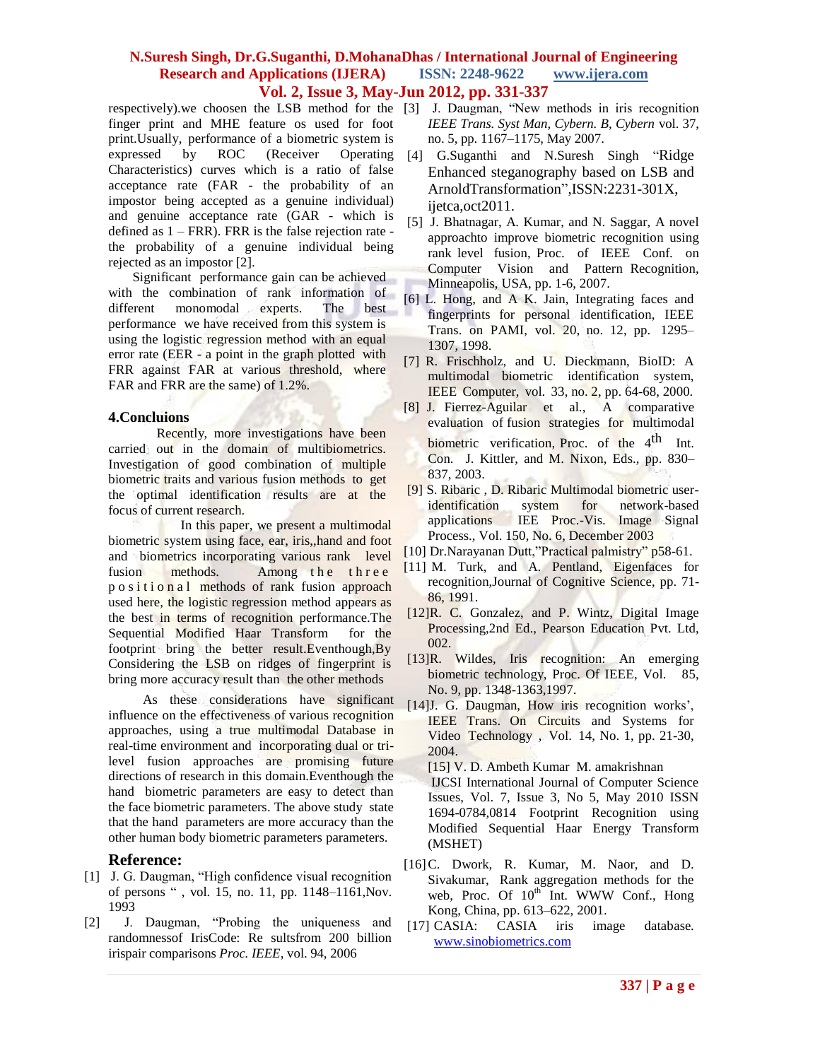respectively).we choosen the LSB method for the finger print and MHE feature os used for foot print.Usually, performance of a biometric system is expressed by ROC (Receiver Operating Characteristics) curves which is a ratio of false acceptance rate (FAR - the probability of an impostor being accepted as a genuine individual) and genuine acceptance rate (GAR - which is defined as 1 – FRR). FRR is the false rejection rate - the probability of a genuine individual being rejected as an impostor [2].

Significant performance gain can be achieved with the combination of rank information of different monomodal experts. The best performance we have received from this system is using the logistic regression method with an equal error rate (EER - a point in the graph plotted with FRR against FAR at various threshold, where FAR and FRR are the same) of 1.2%.

## 4.Concluions

Recently, more investigations have been carried out in the domain of multibiometrics. Investigation of good combination of multiple biometric traits and various fusion methods to get the optimal identification results are at the focus of current research.

In this paper, we present a multimodal biometric system using face, ear, iris,,hand and foot and biometrics incorporating various rank level fusion methods. Among the three positional methods of rank fusion approach used here, the logistic regression method appears as the best in terms of recognition performance.The Sequential Modified Haar Transform for the footprint bring the better result.Eventhough,By Considering the LSB on ridges of fingerprint is bring more accuracy result than the other methods

As these considerations have significant influence on the effectiveness of various recognition approaches, using a true multimodal Database in real-time environment and incorporating dual or tri-level fusion approaches are promising future directions of research in this domain.Eventhough the hand biometric parameters are easy to detect than the face biometric parameters. The above study state that the hand parameters are more accuracy than the other human body biometric parameters parameters.

## Reference:

[1] J. G. Daugman, "High confidence visual recognition of persons " , vol. 15, no. 11, pp. 1148–1161,Nov. 1993

[2] J. Daugman, "Probing the uniqueness and randomnessof IrisCode: Re sultsfrom 200 billion irispair comparisons *Proc. IEEE*, vol. 94, 2006

[3] J. Daugman, "New methods in iris recognition *IEEE Trans. Syst Man, Cybern. B, Cybern* vol. 37, no. 5, pp. 1167–1175, May 2007.

[4] G.Suganthi and N.Suresh Singh "Ridge Enhanced steganography based on LSB and ArnoldTransformation",ISSN:2231-301X, ijetca,oct2011.

[5] J. Bhatnagar, A. Kumar, and N. Saggar, A novel approachto improve biometric recognition using rank level fusion, Proc. of IEEE Conf. on Computer Vision and Pattern Recognition, Minneapolis, USA, pp. 1-6, 2007.

[6] L. Hong, and A K. Jain, Integrating faces and fingerprints for personal identification, IEEE Trans. on PAMI, vol. 20, no. 12, pp. 1295–1307, 1998.

[7] R. Frischholz, and U. Dieckmann, BioID: A multimodal biometric identification system, IEEE Computer, vol. 33, no. 2, pp. 64-68, 2000.

[8] J. Fierrez-Aguilar et al., A comparative evaluation of fusion strategies for multimodal biometric verification, Proc. of the 4th Int. Con. J. Kittler, and M. Nixon, Eds., pp. 830–837, 2003.

[9] S. Ribaric , D. Ribaric Multimodal biometric user-identification system for network-based applications IEE Proc.-Vis. Image Signal Process., Vol. 150, No. 6, December 2003

[10] Dr.Narayanan Dutt,"Practical palmistry" p58-61.

[11] M. Turk, and A. Pentland, Eigenfaces for recognition,Journal of Cognitive Science, pp. 71-86, 1991.

[12]R. C. Gonzalez, and P. Wintz, Digital Image Processing,2nd Ed., Pearson Education Pvt. Ltd, 002.

[13]R. Wildes, Iris recognition: An emerging biometric technology, Proc. Of IEEE, Vol. 85, No. 9, pp. 1348-1363,1997.

[14]J. G. Daugman, How iris recognition works', IEEE Trans. On Circuits and Systems for Video Technology , Vol. 14, No. 1, pp. 21-30, 2004.

[15] V. D. Ambeth Kumar M. amakrishnan IJCSI International Journal of Computer Science Issues, Vol. 7, Issue 3, No 5, May 2010 ISSN 1694-0784,0814 Footprint Recognition using Modified Sequential Haar Energy Transform (MSHET)

[16]C. Dwork, R. Kumar, M. Naor, and D. Sivakumar, Rank aggregation methods for the web, Proc. Of 10th Int. WWW Conf., Hong Kong, China, pp. 613–622, 2001.

[17] CASIA: CASIA iris image database. www.sinobiometrics.com